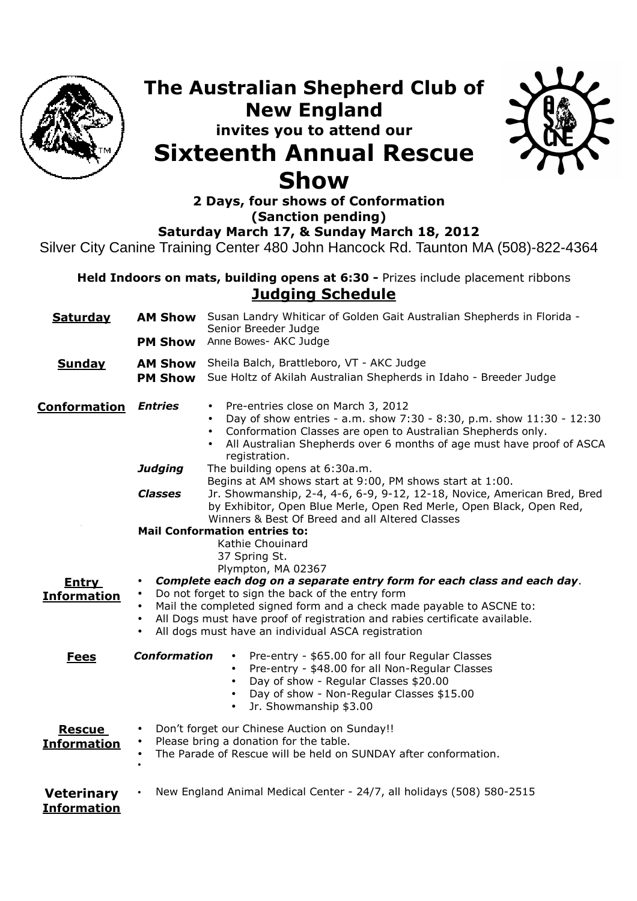# The Australian Shepherd Club of New England

### invites you to attend our

# Sixteenth Annual Rescue Show

**2 Days, four shows of Conformation**
**(Sanction pending)**
**Saturday March 17, & Sunday March 18, 2012**

Silver City Canine Training Center 480 John Hancock Rd. Taunton MA (508)-822-4364

**Held Indoors on mats, building opens at 6:30 -** Prizes include placement ribbons

## Judging Schedule

**Saturday**

- **AM Show** Susan Landry Whiticar of Golden Gait Australian Shepherds in Florida - Senior Breeder Judge
- **PM Show** Anne Bowes- AKC Judge

**Sunday**

- **AM Show** Sheila Balch, Brattleboro, VT - AKC Judge
- **PM Show** Sue Holtz of Akilah Australian Shepherds in Idaho - Breeder Judge

**Conformation**

***Entries***

- Pre-entries close on March 3, 2012
- Day of show entries - a.m. show 7:30 - 8:30, p.m. show 11:30 - 12:30
- Conformation Classes are open to Australian Shepherds only.
- All Australian Shepherds over 6 months of age must have proof of ASCA registration.

***Judging*** The building opens at 6:30a.m.
Begins at AM shows start at 9:00, PM shows start at 1:00.

***Classes*** Jr. Showmanship, 2-4, 4-6, 6-9, 9-12, 12-18, Novice, American Bred, Bred by Exhibitor, Open Blue Merle, Open Red Merle, Open Black, Open Red, Winners & Best Of Breed and all Altered Classes

**Mail Conformation entries to:**
Kathie Chouinard
37 Spring St.
Plympton, MA 02367

**Entry Information**

- ***Complete each dog on a separate entry form for each class and each day***.
- Do not forget to sign the back of the entry form
- Mail the completed signed form and a check made payable to ASCNE to:
- All Dogs must have proof of registration and rabies certificate available.
- All dogs must have an individual ASCA registration

**Fees**

***Conformation***

- Pre-entry - $65.00 for all four Regular Classes
- Pre-entry - $48.00 for all Non-Regular Classes
- Day of show - Regular Classes $20.00
- Day of show - Non-Regular Classes $15.00
- Jr. Showmanship $3.00

**Rescue Information**

- Don't forget our Chinese Auction on Sunday!!
- Please bring a donation for the table.
- The Parade of Rescue will be held on SUNDAY after conformation.

**Veterinary Information**

- New England Animal Medical Center - 24/7, all holidays (508) 580-2515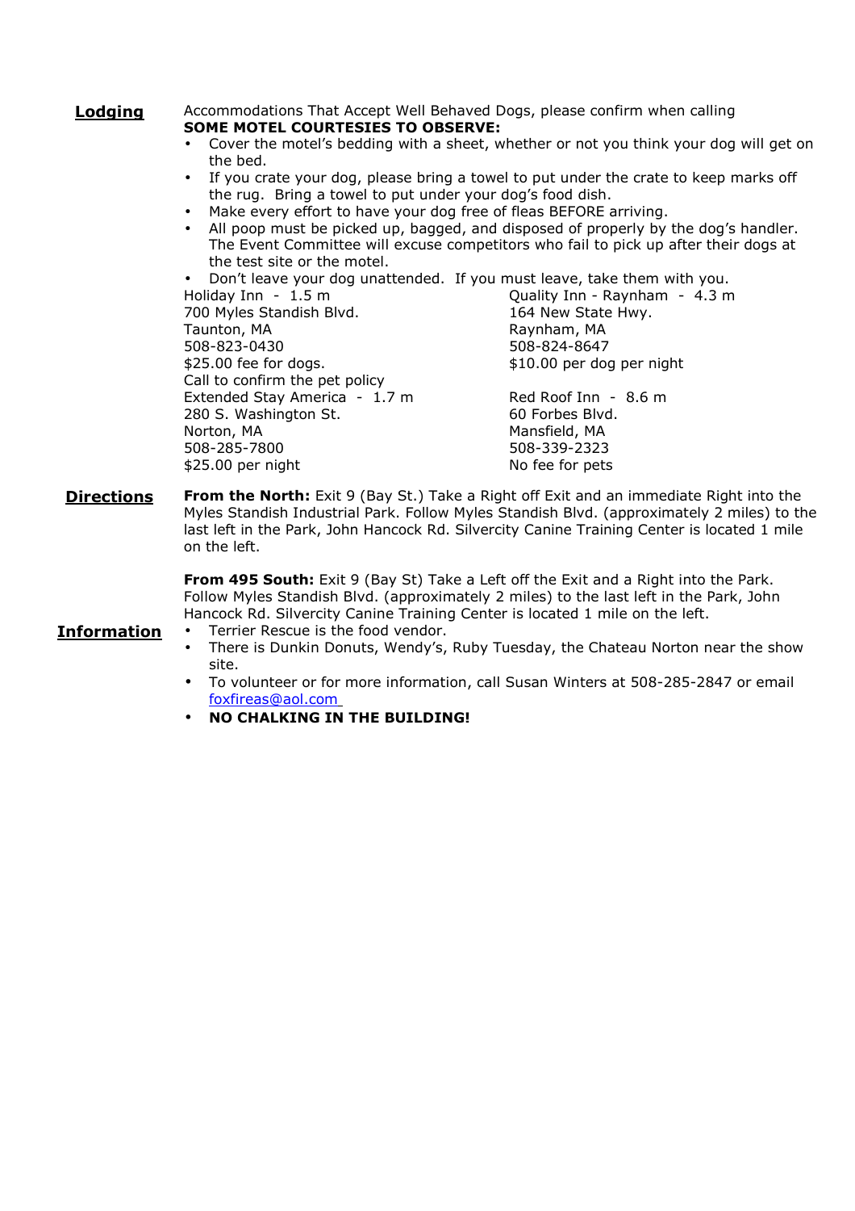## Lodging

Accommodations That Accept Well Behaved Dogs, please confirm when calling

**SOME MOTEL COURTESIES TO OBSERVE:**

- Cover the motel's bedding with a sheet, whether or not you think your dog will get on the bed.
- If you crate your dog, please bring a towel to put under the crate to keep marks off the rug. Bring a towel to put under your dog's food dish.
- Make every effort to have your dog free of fleas BEFORE arriving.
- All poop must be picked up, bagged, and disposed of properly by the dog's handler. The Event Committee will excuse competitors who fail to pick up after their dogs at the test site or the motel.
- Don't leave your dog unattended. If you must leave, take them with you.

Holiday Inn - 1.5 m
700 Myles Standish Blvd.
Taunton, MA
508-823-0430
$25.00 fee for dogs.
Call to confirm the pet policy

Quality Inn - Raynham - 4.3 m
164 New State Hwy.
Raynham, MA
508-824-8647
$10.00 per dog per night

Extended Stay America - 1.7 m
280 S. Washington St.
Norton, MA
508-285-7800
$25.00 per night

Red Roof Inn - 8.6 m
60 Forbes Blvd.
Mansfield, MA
508-339-2323
No fee for pets

## Directions

**From the North:** Exit 9 (Bay St.) Take a Right off Exit and an immediate Right into the Myles Standish Industrial Park. Follow Myles Standish Blvd. (approximately 2 miles) to the last left in the Park, John Hancock Rd. Silvercity Canine Training Center is located 1 mile on the left.

**From 495 South:** Exit 9 (Bay St) Take a Left off the Exit and a Right into the Park. Follow Myles Standish Blvd. (approximately 2 miles) to the last left in the Park, John Hancock Rd. Silvercity Canine Training Center is located 1 mile on the left.

## Information

- Terrier Rescue is the food vendor.
- There is Dunkin Donuts, Wendy's, Ruby Tuesday, the Chateau Norton near the show site.
- To volunteer or for more information, call Susan Winters at 508-285-2847 or email foxfireas@aol.com
- **NO CHALKING IN THE BUILDING!**